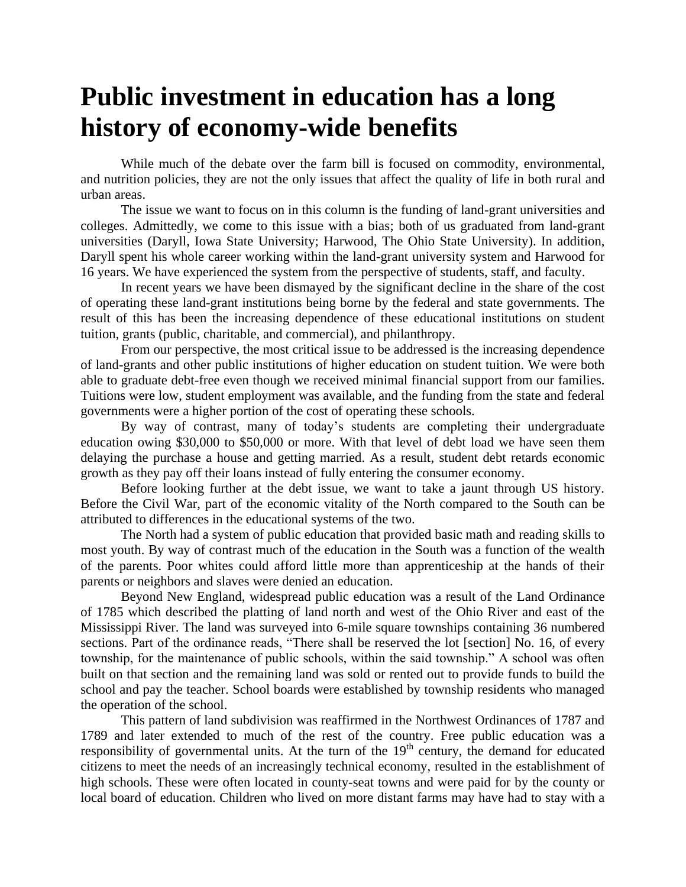# Public investment in education has a long history of economy-wide benefits

While much of the debate over the farm bill is focused on commodity, environmental, and nutrition policies, they are not the only issues that affect the quality of life in both rural and urban areas.

The issue we want to focus on in this column is the funding of land-grant universities and colleges. Admittedly, we come to this issue with a bias; both of us graduated from land-grant universities (Daryll, Iowa State University; Harwood, The Ohio State University). In addition, Daryll spent his whole career working within the land-grant university system and Harwood for 16 years. We have experienced the system from the perspective of students, staff, and faculty.

In recent years we have been dismayed by the significant decline in the share of the cost of operating these land-grant institutions being borne by the federal and state governments. The result of this has been the increasing dependence of these educational institutions on student tuition, grants (public, charitable, and commercial), and philanthropy.

From our perspective, the most critical issue to be addressed is the increasing dependence of land-grants and other public institutions of higher education on student tuition. We were both able to graduate debt-free even though we received minimal financial support from our families. Tuitions were low, student employment was available, and the funding from the state and federal governments were a higher portion of the cost of operating these schools.

By way of contrast, many of today's students are completing their undergraduate education owing $30,000 to $50,000 or more. With that level of debt load we have seen them delaying the purchase a house and getting married. As a result, student debt retards economic growth as they pay off their loans instead of fully entering the consumer economy.

Before looking further at the debt issue, we want to take a jaunt through US history. Before the Civil War, part of the economic vitality of the North compared to the South can be attributed to differences in the educational systems of the two.

The North had a system of public education that provided basic math and reading skills to most youth. By way of contrast much of the education in the South was a function of the wealth of the parents. Poor whites could afford little more than apprenticeship at the hands of their parents or neighbors and slaves were denied an education.

Beyond New England, widespread public education was a result of the Land Ordinance of 1785 which described the platting of land north and west of the Ohio River and east of the Mississippi River. The land was surveyed into 6-mile square townships containing 36 numbered sections. Part of the ordinance reads, "There shall be reserved the lot [section] No. 16, of every township, for the maintenance of public schools, within the said township." A school was often built on that section and the remaining land was sold or rented out to provide funds to build the school and pay the teacher. School boards were established by township residents who managed the operation of the school.

This pattern of land subdivision was reaffirmed in the Northwest Ordinances of 1787 and 1789 and later extended to much of the rest of the country. Free public education was a responsibility of governmental units. At the turn of the 19th century, the demand for educated citizens to meet the needs of an increasingly technical economy, resulted in the establishment of high schools. These were often located in county-seat towns and were paid for by the county or local board of education. Children who lived on more distant farms may have had to stay with a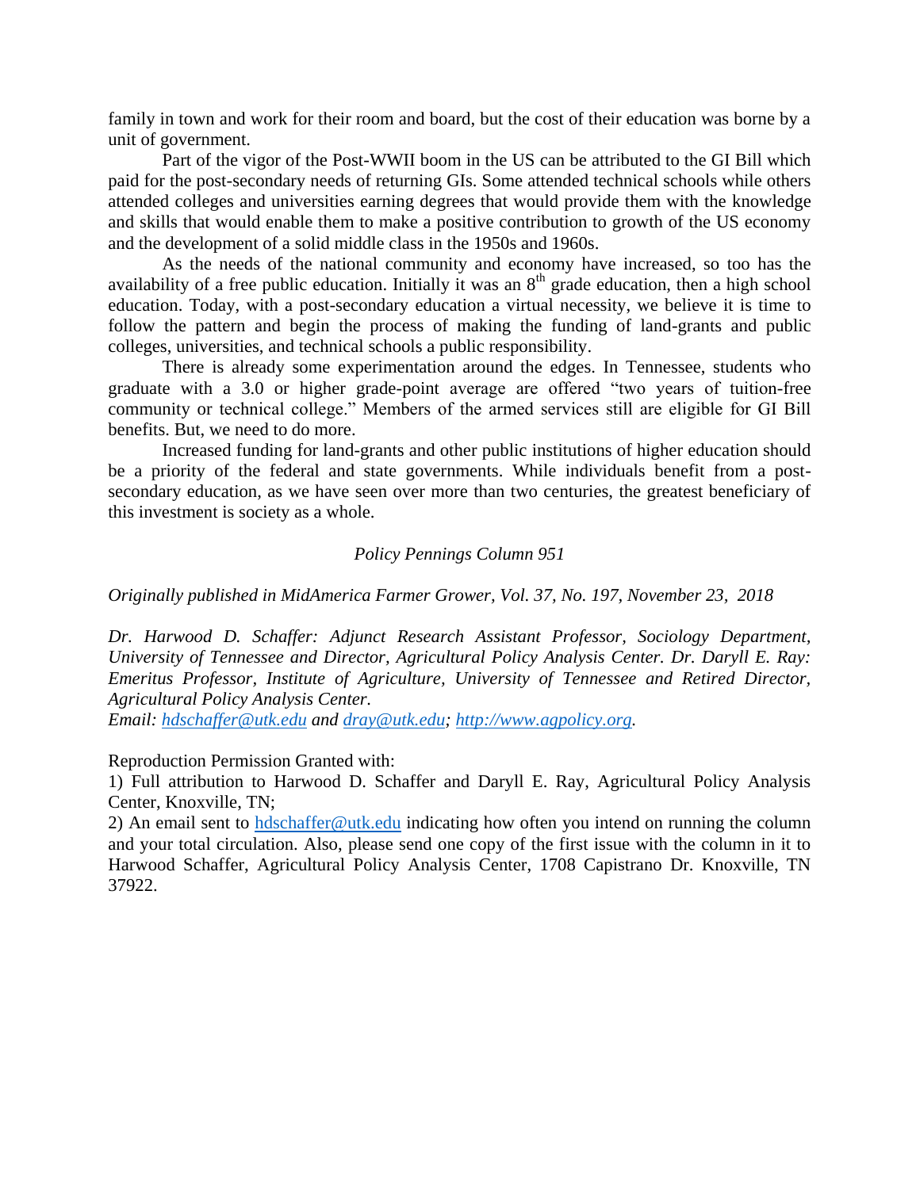family in town and work for their room and board, but the cost of their education was borne by a unit of government.

Part of the vigor of the Post-WWII boom in the US can be attributed to the GI Bill which paid for the post-secondary needs of returning GIs. Some attended technical schools while others attended colleges and universities earning degrees that would provide them with the knowledge and skills that would enable them to make a positive contribution to growth of the US economy and the development of a solid middle class in the 1950s and 1960s.

As the needs of the national community and economy have increased, so too has the availability of a free public education. Initially it was an 8th grade education, then a high school education. Today, with a post-secondary education a virtual necessity, we believe it is time to follow the pattern and begin the process of making the funding of land-grants and public colleges, universities, and technical schools a public responsibility.

There is already some experimentation around the edges. In Tennessee, students who graduate with a 3.0 or higher grade-point average are offered "two years of tuition-free community or technical college." Members of the armed services still are eligible for GI Bill benefits. But, we need to do more.

Increased funding for land-grants and other public institutions of higher education should be a priority of the federal and state governments. While individuals benefit from a post-secondary education, as we have seen over more than two centuries, the greatest beneficiary of this investment is society as a whole.

*Policy Pennings Column 951*

*Originally published in MidAmerica Farmer Grower, Vol. 37, No. 197, November 23, 2018*

*Dr. Harwood D. Schaffer: Adjunct Research Assistant Professor, Sociology Department, University of Tennessee and Director, Agricultural Policy Analysis Center. Dr. Daryll E. Ray: Emeritus Professor, Institute of Agriculture, University of Tennessee and Retired Director, Agricultural Policy Analysis Center.*
*Email: hdschaffer@utk.edu and dray@utk.edu; http://www.agpolicy.org.*

Reproduction Permission Granted with:
1) Full attribution to Harwood D. Schaffer and Daryll E. Ray, Agricultural Policy Analysis Center, Knoxville, TN;
2) An email sent to hdschaffer@utk.edu indicating how often you intend on running the column and your total circulation. Also, please send one copy of the first issue with the column in it to Harwood Schaffer, Agricultural Policy Analysis Center, 1708 Capistrano Dr. Knoxville, TN 37922.